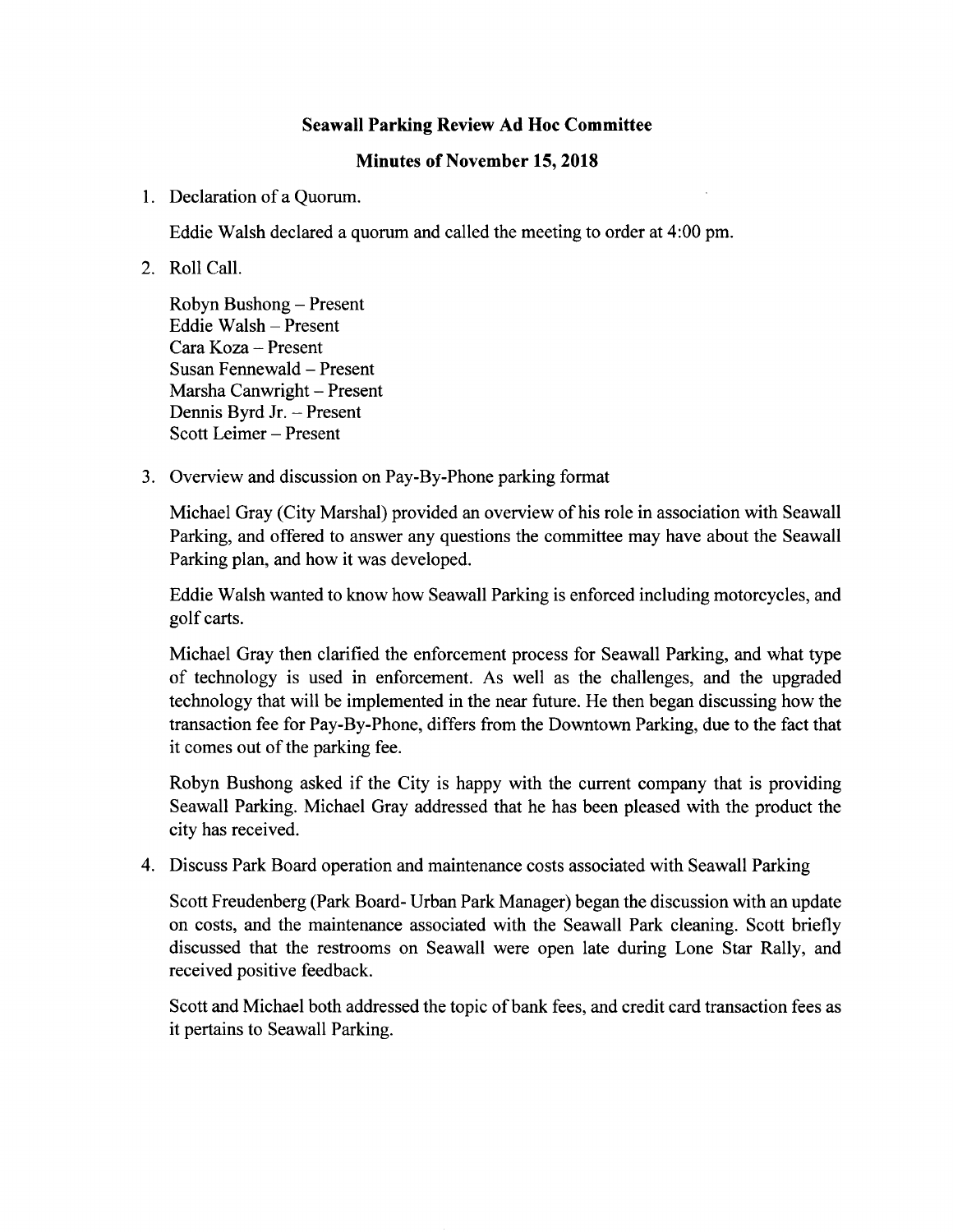**Seawall Parking Review Ad Hoc Committee**

**Minutes of November 15, 2018**

1. Declaration of a Quorum.

   Eddie Walsh declared a quorum and called the meeting to order at 4:00 pm.

2. Roll Call.

   Robyn Bushong – Present
   Eddie Walsh – Present
   Cara Koza – Present
   Susan Fennewald – Present
   Marsha Canwright – Present
   Dennis Byrd Jr. – Present
   Scott Leimer – Present

3. Overview and discussion on Pay-By-Phone parking format

   Michael Gray (City Marshal) provided an overview of his role in association with Seawall Parking, and offered to answer any questions the committee may have about the Seawall Parking plan, and how it was developed.

   Eddie Walsh wanted to know how Seawall Parking is enforced including motorcycles, and golf carts.

   Michael Gray then clarified the enforcement process for Seawall Parking, and what type of technology is used in enforcement. As well as the challenges, and the upgraded technology that will be implemented in the near future. He then began discussing how the transaction fee for Pay-By-Phone, differs from the Downtown Parking, due to the fact that it comes out of the parking fee.

   Robyn Bushong asked if the City is happy with the current company that is providing Seawall Parking. Michael Gray addressed that he has been pleased with the product the city has received.

4. Discuss Park Board operation and maintenance costs associated with Seawall Parking

   Scott Freudenberg (Park Board- Urban Park Manager) began the discussion with an update on costs, and the maintenance associated with the Seawall Park cleaning. Scott briefly discussed that the restrooms on Seawall were open late during Lone Star Rally, and received positive feedback.

   Scott and Michael both addressed the topic of bank fees, and credit card transaction fees as it pertains to Seawall Parking.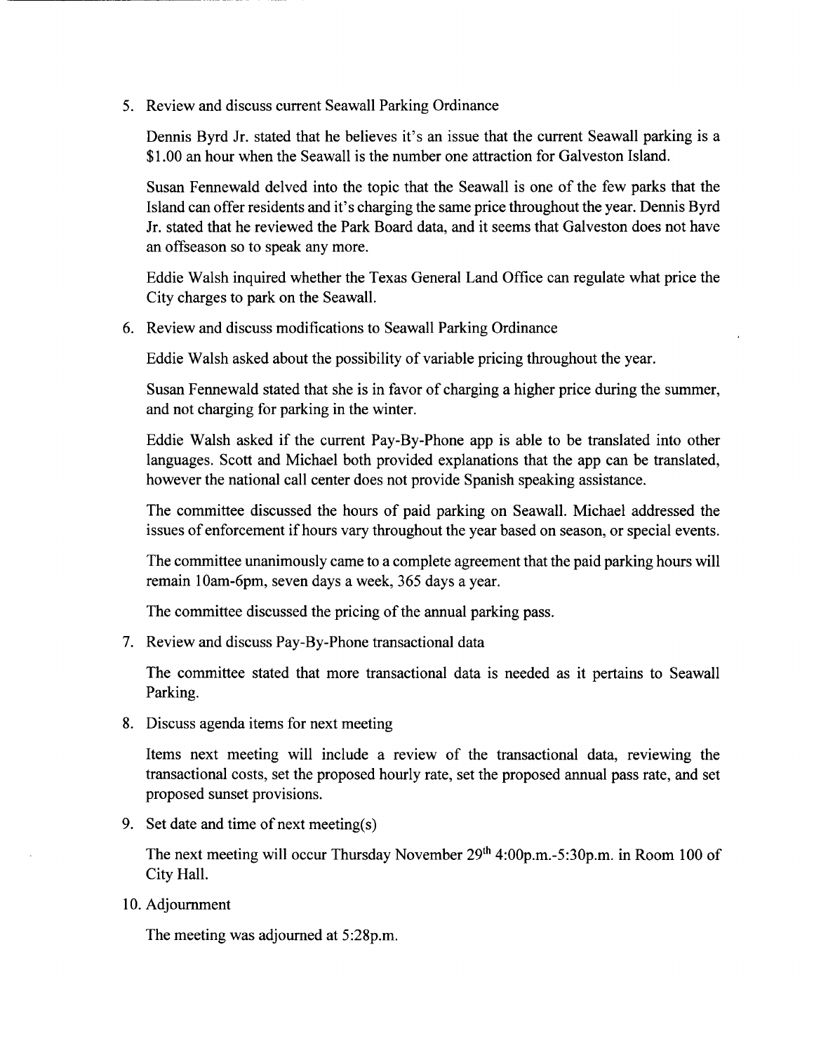5. Review and discuss current Seawall Parking Ordinance

   Dennis Byrd Jr. stated that he believes it's an issue that the current Seawall parking is a $1.00 an hour when the Seawall is the number one attraction for Galveston Island.

   Susan Fennewald delved into the topic that the Seawall is one of the few parks that the Island can offer residents and it's charging the same price throughout the year. Dennis Byrd Jr. stated that he reviewed the Park Board data, and it seems that Galveston does not have an offseason so to speak any more.

   Eddie Walsh inquired whether the Texas General Land Office can regulate what price the City charges to park on the Seawall.

6. Review and discuss modifications to Seawall Parking Ordinance

   Eddie Walsh asked about the possibility of variable pricing throughout the year.

   Susan Fennewald stated that she is in favor of charging a higher price during the summer, and not charging for parking in the winter.

   Eddie Walsh asked if the current Pay-By-Phone app is able to be translated into other languages. Scott and Michael both provided explanations that the app can be translated, however the national call center does not provide Spanish speaking assistance.

   The committee discussed the hours of paid parking on Seawall. Michael addressed the issues of enforcement if hours vary throughout the year based on season, or special events.

   The committee unanimously came to a complete agreement that the paid parking hours will remain 10am-6pm, seven days a week, 365 days a year.

   The committee discussed the pricing of the annual parking pass.

7. Review and discuss Pay-By-Phone transactional data

   The committee stated that more transactional data is needed as it pertains to Seawall Parking.

8. Discuss agenda items for next meeting

   Items next meeting will include a review of the transactional data, reviewing the transactional costs, set the proposed hourly rate, set the proposed annual pass rate, and set proposed sunset provisions.

9. Set date and time of next meeting(s)

   The next meeting will occur Thursday November 29th 4:00p.m.-5:30p.m. in Room 100 of City Hall.

10. Adjournment

    The meeting was adjourned at 5:28p.m.